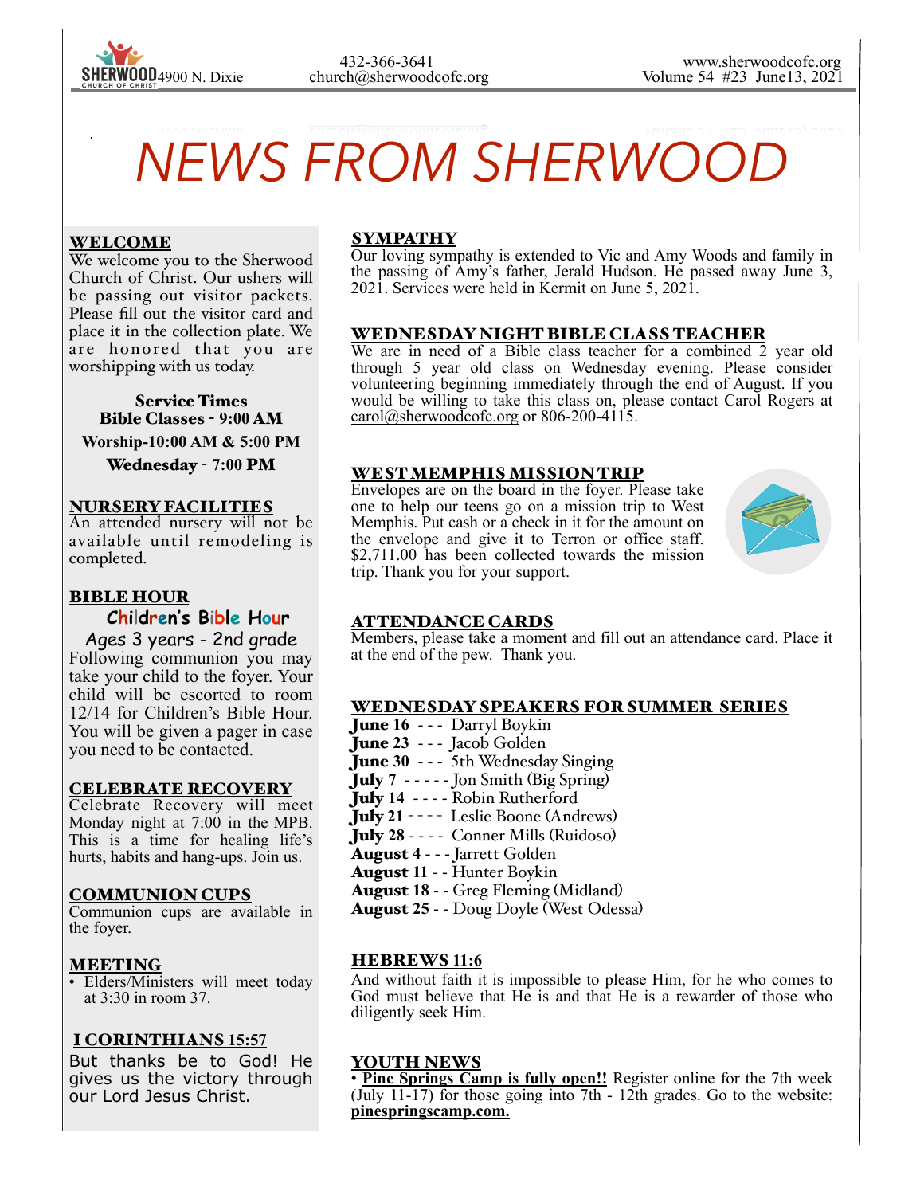SHERWOOD CHURCH OF CHRIST 4900 N. Dixie

432-366-3641
church@sherwoodcofc.org

www.sherwoodcofc.org
Volume 54 #23 June13, 2021

# NEWS FROM SHERWOOD

## WELCOME

We welcome you to the Sherwood Church of Christ. Our ushers will be passing out visitor packets. Please fill out the visitor card and place it in the collection plate. We are honored that you are worshipping with us today.

**Service Times**
**Bible Classes - 9:00 AM**
**Worship-10:00 AM & 5:00 PM**
**Wednesday - 7:00 PM**

## NURSERY FACILITIES

An attended nursery will not be available until remodeling is completed.

## BIBLE HOUR

**Children's Bible Hour**
Ages 3 years - 2nd grade

Following communion you may take your child to the foyer. Your child will be escorted to room 12/14 for Children's Bible Hour. You will be given a pager in case you need to be contacted.

## CELEBRATE RECOVERY

Celebrate Recovery will meet Monday night at 7:00 in the MPB. This is a time for healing life's hurts, habits and hang-ups. Join us.

## COMMUNION CUPS

Communion cups are available in the foyer.

## MEETING

- Elders/Ministers will meet today at 3:30 in room 37.

## I CORINTHIANS 15:57

But thanks be to God! He gives us the victory through our Lord Jesus Christ.

## SYMPATHY

Our loving sympathy is extended to Vic and Amy Woods and family in the passing of Amy's father, Jerald Hudson. He passed away June 3, 2021. Services were held in Kermit on June 5, 2021.

## WEDNESDAY NIGHT BIBLE CLASS TEACHER

We are in need of a Bible class teacher for a combined 2 year old through 5 year old class on Wednesday evening. Please consider volunteering beginning immediately through the end of August. If you would be willing to take this class on, please contact Carol Rogers at carol@sherwoodcofc.org or 806-200-4115.

## WEST MEMPHIS MISSION TRIP

Envelopes are on the board in the foyer. Please take one to help our teens go on a mission trip to West Memphis. Put cash or a check in it for the amount on the envelope and give it to Terron or office staff. $2,711.00 has been collected towards the mission trip. Thank you for your support.

## ATTENDANCE CARDS

Members, please take a moment and fill out an attendance card. Place it at the end of the pew. Thank you.

## WEDNESDAY SPEAKERS FOR SUMMER SERIES

**June 16** - - - Darryl Boykin
**June 23** - - - Jacob Golden
**June 30** - - - 5th Wednesday Singing
**July 7** - - - - - Jon Smith (Big Spring)
**July 14** - - - - Robin Rutherford
**July 21** - - - - Leslie Boone (Andrews)
**July 28** - - - - Conner Mills (Ruidoso)
**August 4** - - - Jarrett Golden
**August 11** - - Hunter Boykin
**August 18** - - Greg Fleming (Midland)
**August 25** - - Doug Doyle (West Odessa)

## HEBREWS 11:6

And without faith it is impossible to please Him, for he who comes to God must believe that He is and that He is a rewarder of those who diligently seek Him.

## YOUTH NEWS

- **Pine Springs Camp is fully open!!** Register online for the 7th week (July 11-17) for those going into 7th - 12th grades. Go to the website: **pinespringscamp.com.**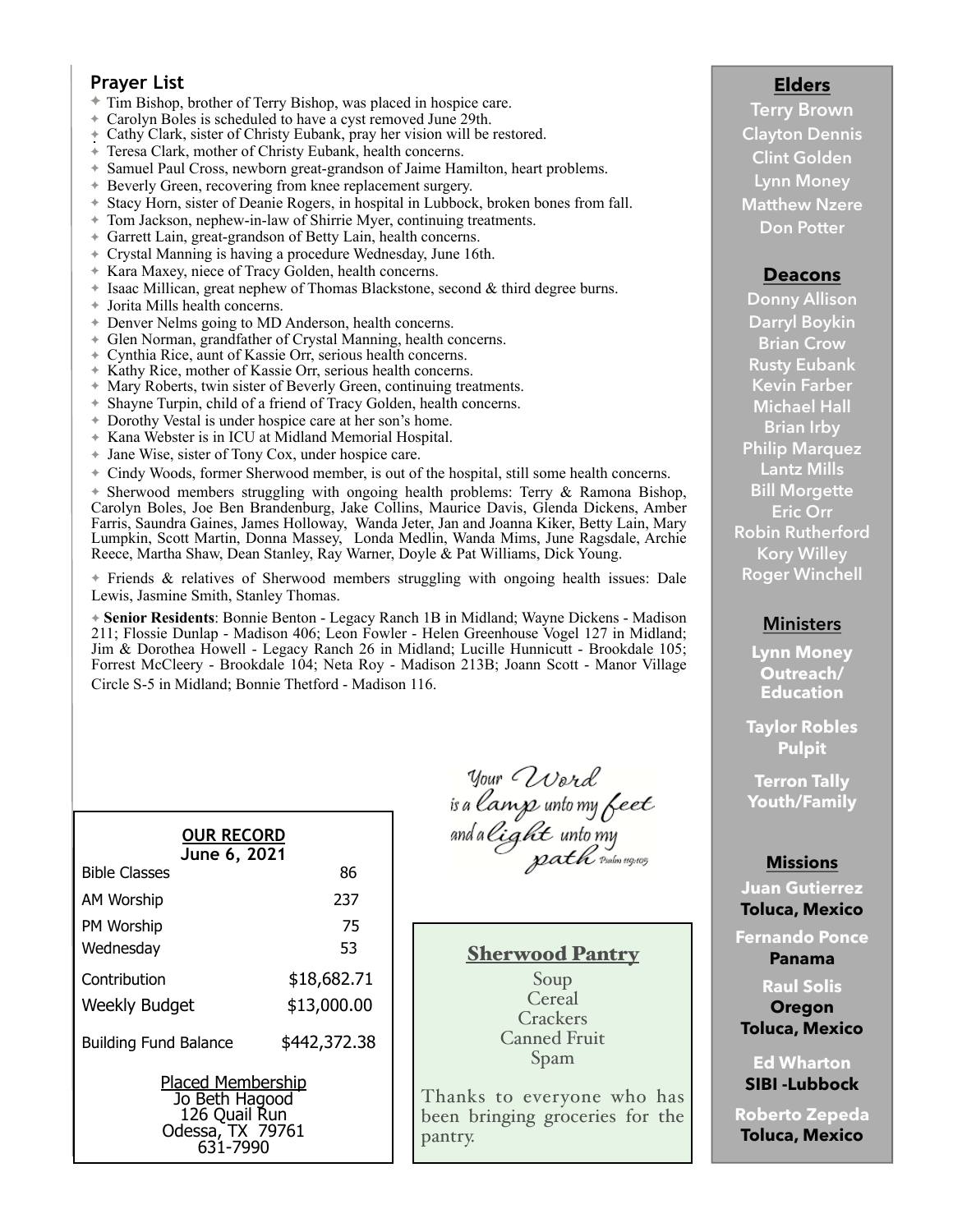## Prayer List

- Tim Bishop, brother of Terry Bishop, was placed in hospice care.
- Carolyn Boles is scheduled to have a cyst removed June 29th.
- Cathy Clark, sister of Christy Eubank, pray her vision will be restored.
- Teresa Clark, mother of Christy Eubank, health concerns.
- Samuel Paul Cross, newborn great-grandson of Jaime Hamilton, heart problems.
- Beverly Green, recovering from knee replacement surgery.
- Stacy Horn, sister of Deanie Rogers, in hospital in Lubbock, broken bones from fall.
- Tom Jackson, nephew-in-law of Shirrie Myer, continuing treatments.
- Garrett Lain, great-grandson of Betty Lain, health concerns.
- Crystal Manning is having a procedure Wednesday, June 16th.
- Kara Maxey, niece of Tracy Golden, health concerns.
- Isaac Millican, great nephew of Thomas Blackstone, second & third degree burns.
- Jorita Mills health concerns.
- Denver Nelms going to MD Anderson, health concerns.
- Glen Norman, grandfather of Crystal Manning, health concerns.
- Cynthia Rice, aunt of Kassie Orr, serious health concerns.
- Kathy Rice, mother of Kassie Orr, serious health concerns.
- Mary Roberts, twin sister of Beverly Green, continuing treatments.
- Shayne Turpin, child of a friend of Tracy Golden, health concerns.
- Dorothy Vestal is under hospice care at her son's home.
- Kana Webster is in ICU at Midland Memorial Hospital.
- Jane Wise, sister of Tony Cox, under hospice care.
- Cindy Woods, former Sherwood member, is out of the hospital, still some health concerns.
- Sherwood members struggling with ongoing health problems: Terry & Ramona Bishop, Carolyn Boles, Joe Ben Brandenburg, Jake Collins, Maurice Davis, Glenda Dickens, Amber Farris, Saundra Gaines, James Holloway, Wanda Jeter, Jan and Joanna Kiker, Betty Lain, Mary Lumpkin, Scott Martin, Donna Massey, Londa Medlin, Wanda Mims, June Ragsdale, Archie Reece, Martha Shaw, Dean Stanley, Ray Warner, Doyle & Pat Williams, Dick Young.
- Friends & relatives of Sherwood members struggling with ongoing health issues: Dale Lewis, Jasmine Smith, Stanley Thomas.
- **Senior Residents**: Bonnie Benton - Legacy Ranch 1B in Midland; Wayne Dickens - Madison 211; Flossie Dunlap - Madison 406; Leon Fowler - Helen Greenhouse Vogel 127 in Midland; Jim & Dorothea Howell - Legacy Ranch 26 in Midland; Lucille Hunnicutt - Brookdale 105; Forrest McCleery - Brookdale 104; Neta Roy - Madison 213B; Joann Scott - Manor Village Circle S-5 in Midland; Bonnie Thetford - Madison 116.

### OUR RECORD
**June 6, 2021**

| | |
|---|---|
| Bible Classes | 86 |
| AM Worship | 237 |
| PM Worship | 75 |
| Wednesday | 53 |
| Contribution | $18,682.71 |
| Weekly Budget | $13,000.00 |
| Building Fund Balance | $442,372.38 |

Placed Membership
Jo Beth Hagood
126 Quail Run
Odessa, TX 79761
631-7990

*Your Word is a lamp unto my feet and a light unto my path* Psalm 119:105

### Sherwood Pantry

Soup
Cereal
Crackers
Canned Fruit
Spam

Thanks to everyone who has been bringing groceries for the pantry.

### Elders

Terry Brown
Clayton Dennis
Clint Golden
Lynn Money
Matthew Nzere
Don Potter

### Deacons

Donny Allison
Darryl Boykin
Brian Crow
Rusty Eubank
Kevin Farber
Michael Hall
Brian Irby
Philip Marquez
Lantz Mills
Bill Morgette
Eric Orr
Robin Rutherford
Kory Willey
Roger Winchell

### Ministers

**Lynn Money**
**Outreach/ Education**

**Taylor Robles**
**Pulpit**

**Terron Tally**
**Youth/Family**

### Missions

**Juan Gutierrez**
**Toluca, Mexico**

**Fernando Ponce**
**Panama**

**Raul Solis**
**Oregon**
**Toluca, Mexico**

**Ed Wharton**
**SIBI -Lubbock**

**Roberto Zepeda**
**Toluca, Mexico**